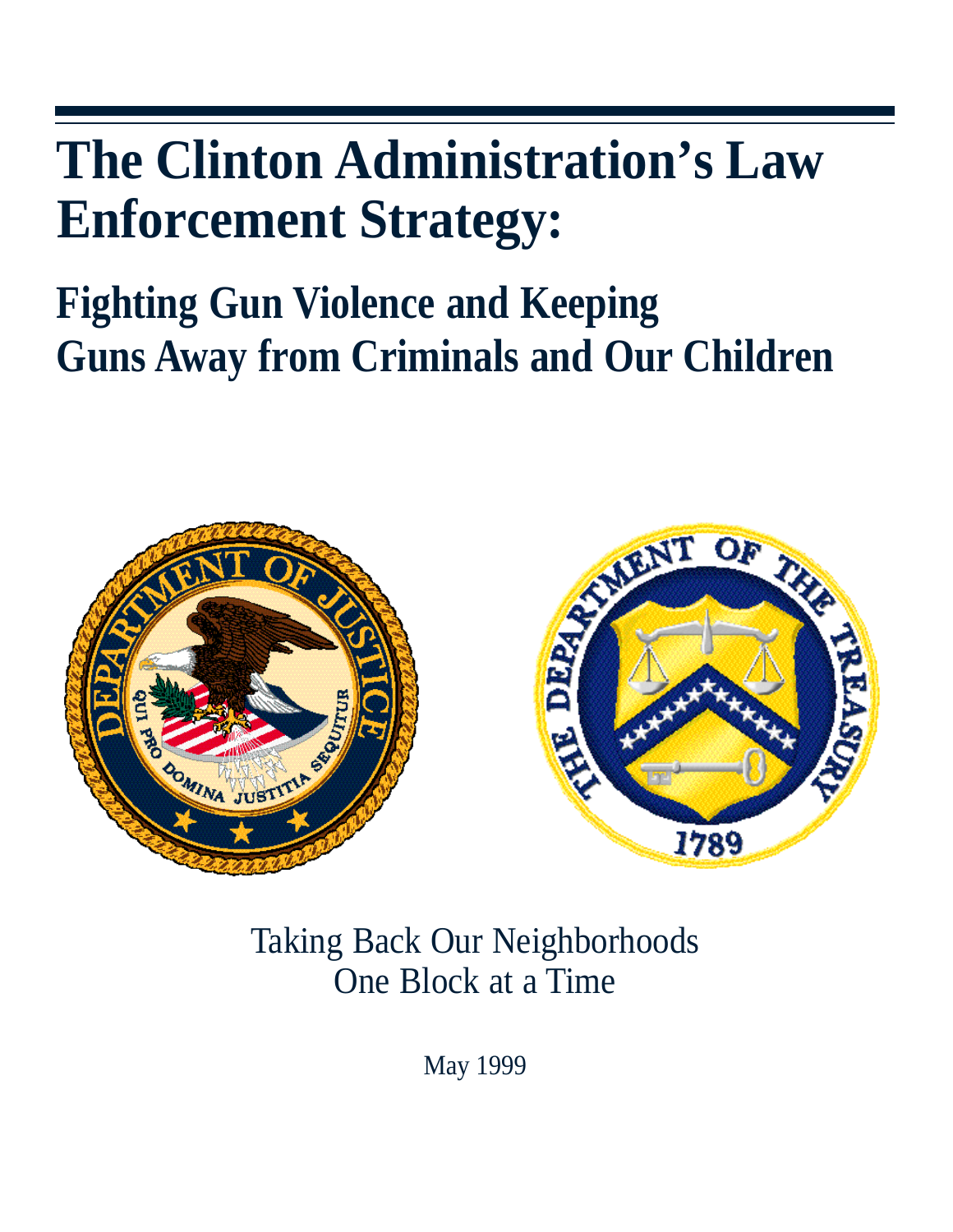# The Clinton Administration's Law Enforcement Strategy:

## Fighting Gun Violence and Keeping Guns Away from Criminals and Our Children

Taking Back Our Neighborhoods
One Block at a Time

May 1999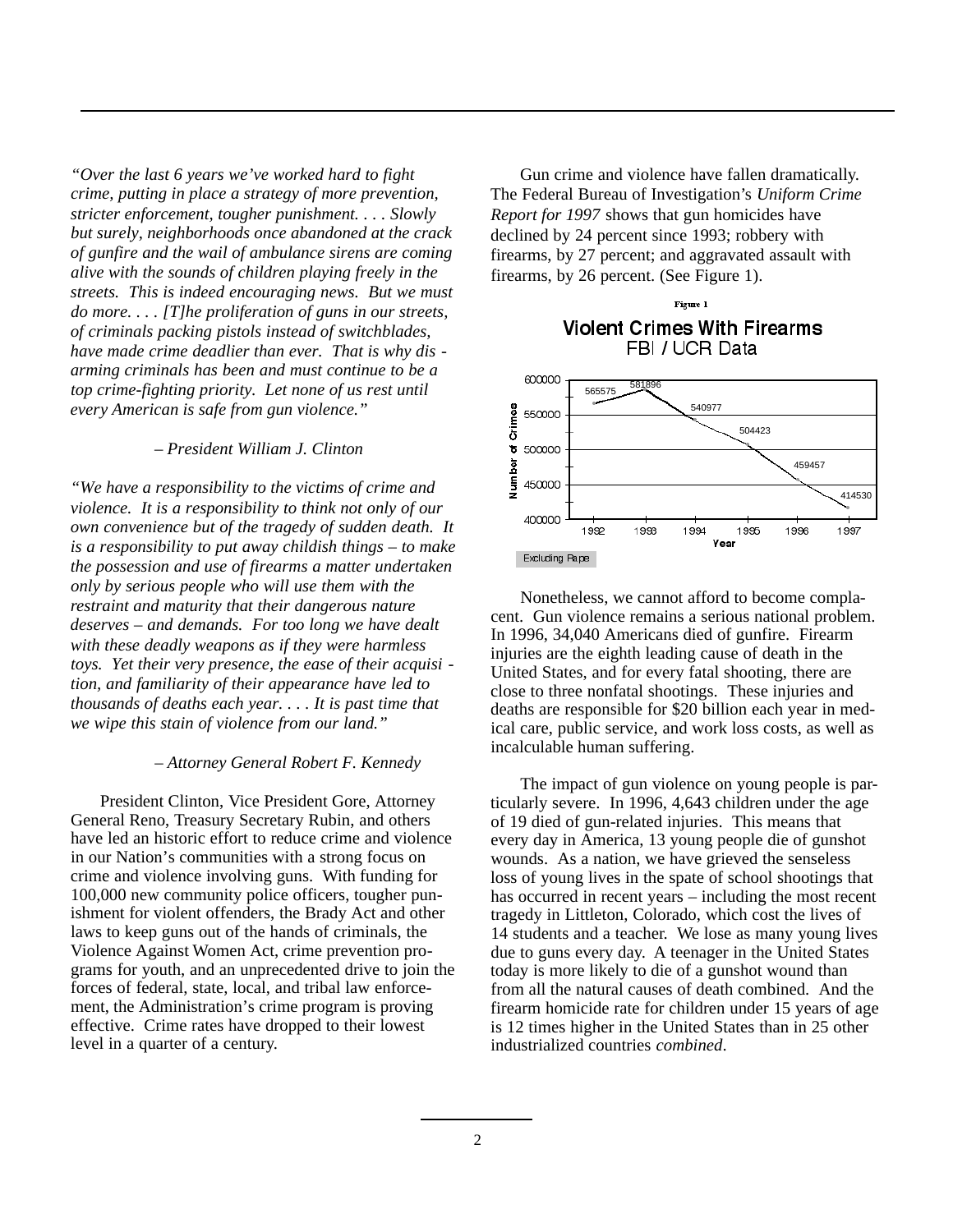*"Over the last 6 years we've worked hard to fight crime, putting in place a strategy of more prevention, stricter enforcement, tougher punishment. . . . Slowly but surely, neighborhoods once abandoned at the crack of gunfire and the wail of ambulance sirens are coming alive with the sounds of children playing freely in the streets. This is indeed encouraging news. But we must do more. . . . [T]he proliferation of guns in our streets, of criminals packing pistols instead of switchblades, have made crime deadlier than ever. That is why disarming criminals has been and must continue to be a top crime-fighting priority. Let none of us rest until every American is safe from gun violence."*

*– President William J. Clinton*

*"We have a responsibility to the victims of crime and violence. It is a responsibility to think not only of our own convenience but of the tragedy of sudden death. It is a responsibility to put away childish things – to make the possession and use of firearms a matter undertaken only by serious people who will use them with the restraint and maturity that their dangerous nature deserves – and demands. For too long we have dealt with these deadly weapons as if they were harmless toys. Yet their very presence, the ease of their acquisition, and familiarity of their appearance have led to thousands of deaths each year. . . . It is past time that we wipe this stain of violence from our land."*

*– Attorney General Robert F. Kennedy*

President Clinton, Vice President Gore, Attorney General Reno, Treasury Secretary Rubin, and others have led an historic effort to reduce crime and violence in our Nation's communities with a strong focus on crime and violence involving guns. With funding for 100,000 new community police officers, tougher punishment for violent offenders, the Brady Act and other laws to keep guns out of the hands of criminals, the Violence Against Women Act, crime prevention programs for youth, and an unprecedented drive to join the forces of federal, state, local, and tribal law enforcement, the Administration's crime program is proving effective. Crime rates have dropped to their lowest level in a quarter of a century.

Gun crime and violence have fallen dramatically. The Federal Bureau of Investigation's *Uniform Crime Report for 1997* shows that gun homicides have declined by 24 percent since 1993; robbery with firearms, by 27 percent; and aggravated assault with firearms, by 26 percent. (See Figure 1).

Figure 1

**Violent Crimes With Firearms**
FBI / UCR Data

| Year | Number of Crimes |
|---|---|
| 1992 | 565575 |
| 1993 | 581896 |
| 1994 | 540977 |
| 1995 | 504423 |
| 1996 | 459457 |
| 1997 | 414530 |

Excluding Rape

Nonetheless, we cannot afford to become complacent. Gun violence remains a serious national problem. In 1996, 34,040 Americans died of gunfire. Firearm injuries are the eighth leading cause of death in the United States, and for every fatal shooting, there are close to three nonfatal shootings. These injuries and deaths are responsible for $20 billion each year in medical care, public service, and work loss costs, as well as incalculable human suffering.

The impact of gun violence on young people is particularly severe. In 1996, 4,643 children under the age of 19 died of gun-related injuries. This means that every day in America, 13 young people die of gunshot wounds. As a nation, we have grieved the senseless loss of young lives in the spate of school shootings that has occurred in recent years – including the most recent tragedy in Littleton, Colorado, which cost the lives of 14 students and a teacher. We lose as many young lives due to guns every day. A teenager in the United States today is more likely to die of a gunshot wound than from all the natural causes of death combined. And the firearm homicide rate for children under 15 years of age is 12 times higher in the United States than in 25 other industrialized countries *combined*.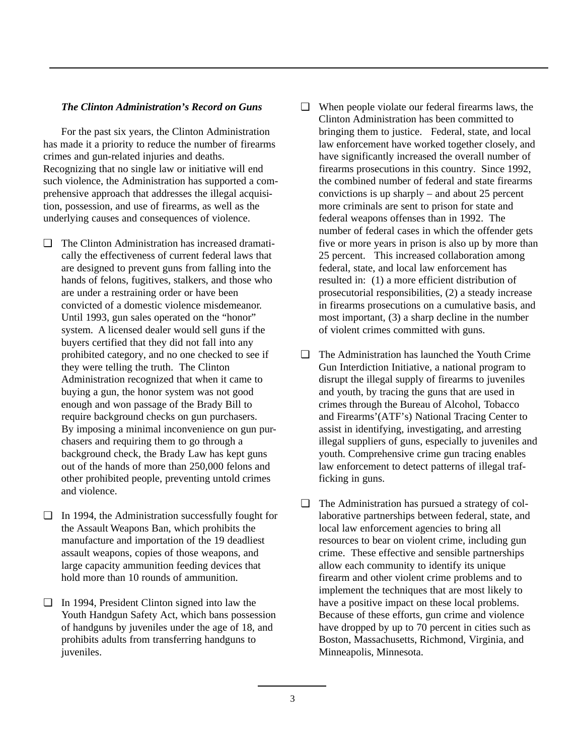### *The Clinton Administration's Record on Guns*

For the past six years, the Clinton Administration has made it a priority to reduce the number of firearms crimes and gun-related injuries and deaths. Recognizing that no single law or initiative will end such violence, the Administration has supported a comprehensive approach that addresses the illegal acquisition, possession, and use of firearms, as well as the underlying causes and consequences of violence.

- The Clinton Administration has increased dramatically the effectiveness of current federal laws that are designed to prevent guns from falling into the hands of felons, fugitives, stalkers, and those who are under a restraining order or have been convicted of a domestic violence misdemeanor. Until 1993, gun sales operated on the "honor" system. A licensed dealer would sell guns if the buyers certified that they did not fall into any prohibited category, and no one checked to see if they were telling the truth. The Clinton Administration recognized that when it came to buying a gun, the honor system was not good enough and won passage of the Brady Bill to require background checks on gun purchasers. By imposing a minimal inconvenience on gun purchasers and requiring them to go through a background check, the Brady Law has kept guns out of the hands of more than 250,000 felons and other prohibited people, preventing untold crimes and violence.

- In 1994, the Administration successfully fought for the Assault Weapons Ban, which prohibits the manufacture and importation of the 19 deadliest assault weapons, copies of those weapons, and large capacity ammunition feeding devices that hold more than 10 rounds of ammunition.

- In 1994, President Clinton signed into law the Youth Handgun Safety Act, which bans possession of handguns by juveniles under the age of 18, and prohibits adults from transferring handguns to juveniles.

- When people violate our federal firearms laws, the Clinton Administration has been committed to bringing them to justice. Federal, state, and local law enforcement have worked together closely, and have significantly increased the overall number of firearms prosecutions in this country. Since 1992, the combined number of federal and state firearms convictions is up sharply – and about 25 percent more criminals are sent to prison for state and federal weapons offenses than in 1992. The number of federal cases in which the offender gets five or more years in prison is also up by more than 25 percent. This increased collaboration among federal, state, and local law enforcement has resulted in: (1) a more efficient distribution of prosecutorial responsibilities, (2) a steady increase in firearms prosecutions on a cumulative basis, and most important, (3) a sharp decline in the number of violent crimes committed with guns.

- The Administration has launched the Youth Crime Gun Interdiction Initiative, a national program to disrupt the illegal supply of firearms to juveniles and youth, by tracing the guns that are used in crimes through the Bureau of Alcohol, Tobacco and Firearms'(ATF's) National Tracing Center to assist in identifying, investigating, and arresting illegal suppliers of guns, especially to juveniles and youth. Comprehensive crime gun tracing enables law enforcement to detect patterns of illegal trafficking in guns.

- The Administration has pursued a strategy of collaborative partnerships between federal, state, and local law enforcement agencies to bring all resources to bear on violent crime, including gun crime. These effective and sensible partnerships allow each community to identify its unique firearm and other violent crime problems and to implement the techniques that are most likely to have a positive impact on these local problems. Because of these efforts, gun crime and violence have dropped by up to 70 percent in cities such as Boston, Massachusetts, Richmond, Virginia, and Minneapolis, Minnesota.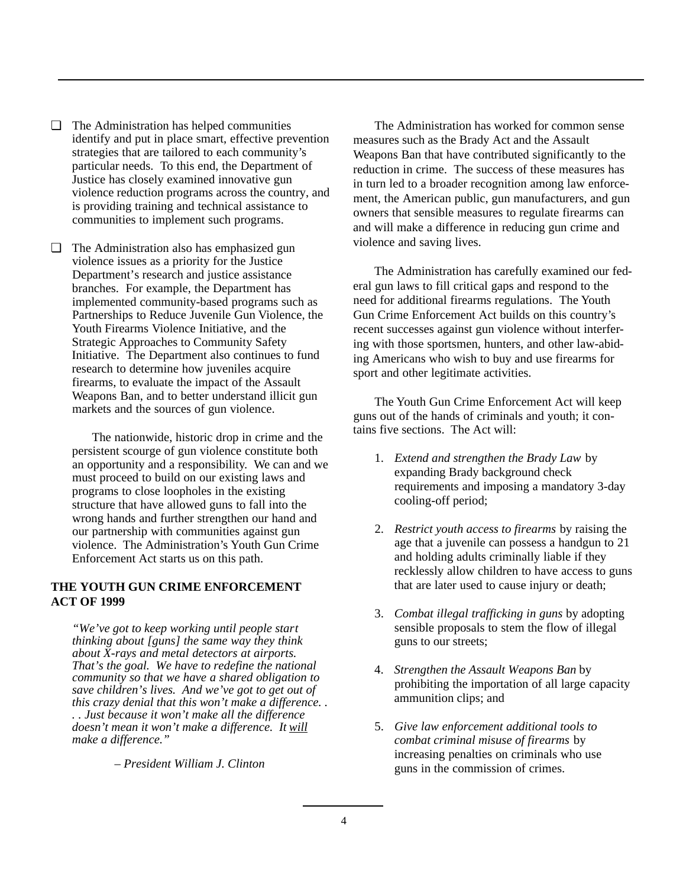- ❑ The Administration has helped communities identify and put in place smart, effective prevention strategies that are tailored to each community's particular needs. To this end, the Department of Justice has closely examined innovative gun violence reduction programs across the country, and is providing training and technical assistance to communities to implement such programs.

- ❑ The Administration also has emphasized gun violence issues as a priority for the Justice Department's research and justice assistance branches. For example, the Department has implemented community-based programs such as Partnerships to Reduce Juvenile Gun Violence, the Youth Firearms Violence Initiative, and the Strategic Approaches to Community Safety Initiative. The Department also continues to fund research to determine how juveniles acquire firearms, to evaluate the impact of the Assault Weapons Ban, and to better understand illicit gun markets and the sources of gun violence.

The nationwide, historic drop in crime and the persistent scourge of gun violence constitute both an opportunity and a responsibility. We can and we must proceed to build on our existing laws and programs to close loopholes in the existing structure that have allowed guns to fall into the wrong hands and further strengthen our hand and our partnership with communities against gun violence. The Administration's Youth Gun Crime Enforcement Act starts us on this path.

## THE YOUTH GUN CRIME ENFORCEMENT ACT OF 1999

*"We've got to keep working until people start thinking about [guns] the same way they think about X-rays and metal detectors at airports. That's the goal. We have to redefine the national community so that we have a shared obligation to save children's lives. And we've got to get out of this crazy denial that this won't make a difference. . . . Just because it won't make all the difference doesn't mean it won't make a difference. It <u>will</u> make a difference."*

*– President William J. Clinton*

The Administration has worked for common sense measures such as the Brady Act and the Assault Weapons Ban that have contributed significantly to the reduction in crime. The success of these measures has in turn led to a broader recognition among law enforcement, the American public, gun manufacturers, and gun owners that sensible measures to regulate firearms can and will make a difference in reducing gun crime and violence and saving lives.

The Administration has carefully examined our federal gun laws to fill critical gaps and respond to the need for additional firearms regulations. The Youth Gun Crime Enforcement Act builds on this country's recent successes against gun violence without interfering with those sportsmen, hunters, and other law-abiding Americans who wish to buy and use firearms for sport and other legitimate activities.

The Youth Gun Crime Enforcement Act will keep guns out of the hands of criminals and youth; it contains five sections. The Act will:

1. *Extend and strengthen the Brady Law* by expanding Brady background check requirements and imposing a mandatory 3-day cooling-off period;

2. *Restrict youth access to firearms* by raising the age that a juvenile can possess a handgun to 21 and holding adults criminally liable if they recklessly allow children to have access to guns that are later used to cause injury or death;

3. *Combat illegal trafficking in guns* by adopting sensible proposals to stem the flow of illegal guns to our streets;

4. *Strengthen the Assault Weapons Ban* by prohibiting the importation of all large capacity ammunition clips; and

5. *Give law enforcement additional tools to combat criminal misuse of firearms* by increasing penalties on criminals who use guns in the commission of crimes.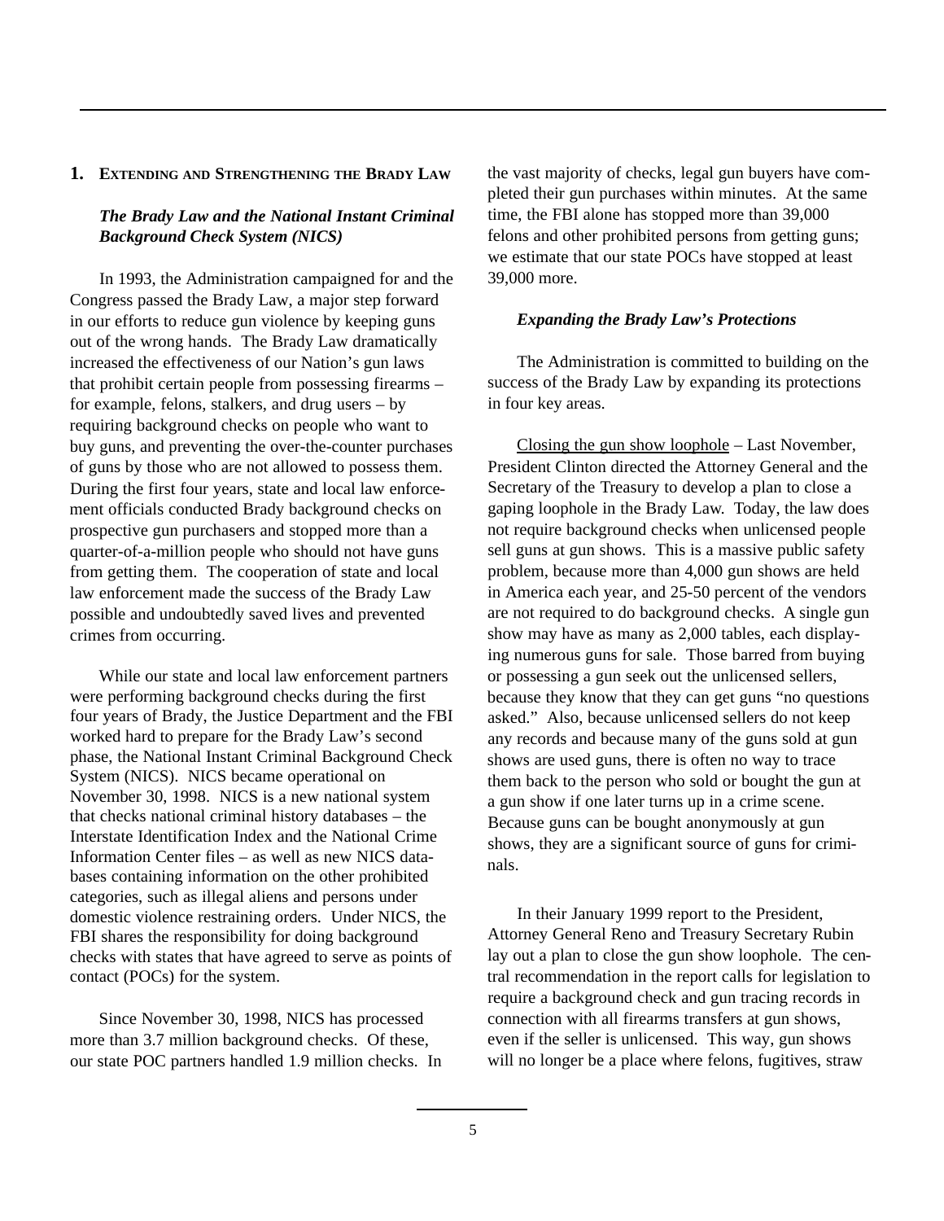## 1. Extending and Strengthening the Brady Law

### *The Brady Law and the National Instant Criminal Background Check System (NICS)*

In 1993, the Administration campaigned for and the Congress passed the Brady Law, a major step forward in our efforts to reduce gun violence by keeping guns out of the wrong hands. The Brady Law dramatically increased the effectiveness of our Nation's gun laws that prohibit certain people from possessing firearms – for example, felons, stalkers, and drug users – by requiring background checks on people who want to buy guns, and preventing the over-the-counter purchases of guns by those who are not allowed to possess them. During the first four years, state and local law enforcement officials conducted Brady background checks on prospective gun purchasers and stopped more than a quarter-of-a-million people who should not have guns from getting them. The cooperation of state and local law enforcement made the success of the Brady Law possible and undoubtedly saved lives and prevented crimes from occurring.

While our state and local law enforcement partners were performing background checks during the first four years of Brady, the Justice Department and the FBI worked hard to prepare for the Brady Law's second phase, the National Instant Criminal Background Check System (NICS). NICS became operational on November 30, 1998. NICS is a new national system that checks national criminal history databases – the Interstate Identification Index and the National Crime Information Center files – as well as new NICS databases containing information on the other prohibited categories, such as illegal aliens and persons under domestic violence restraining orders. Under NICS, the FBI shares the responsibility for doing background checks with states that have agreed to serve as points of contact (POCs) for the system.

Since November 30, 1998, NICS has processed more than 3.7 million background checks. Of these, our state POC partners handled 1.9 million checks. In the vast majority of checks, legal gun buyers have completed their gun purchases within minutes. At the same time, the FBI alone has stopped more than 39,000 felons and other prohibited persons from getting guns; we estimate that our state POCs have stopped at least 39,000 more.

### *Expanding the Brady Law's Protections*

The Administration is committed to building on the success of the Brady Law by expanding its protections in four key areas.

<u>Closing the gun show loophole</u> – Last November, President Clinton directed the Attorney General and the Secretary of the Treasury to develop a plan to close a gaping loophole in the Brady Law. Today, the law does not require background checks when unlicensed people sell guns at gun shows. This is a massive public safety problem, because more than 4,000 gun shows are held in America each year, and 25-50 percent of the vendors are not required to do background checks. A single gun show may have as many as 2,000 tables, each displaying numerous guns for sale. Those barred from buying or possessing a gun seek out the unlicensed sellers, because they know that they can get guns "no questions asked." Also, because unlicensed sellers do not keep any records and because many of the guns sold at gun shows are used guns, there is often no way to trace them back to the person who sold or bought the gun at a gun show if one later turns up in a crime scene. Because guns can be bought anonymously at gun shows, they are a significant source of guns for criminals.

In their January 1999 report to the President, Attorney General Reno and Treasury Secretary Rubin lay out a plan to close the gun show loophole. The central recommendation in the report calls for legislation to require a background check and gun tracing records in connection with all firearms transfers at gun shows, even if the seller is unlicensed. This way, gun shows will no longer be a place where felons, fugitives, straw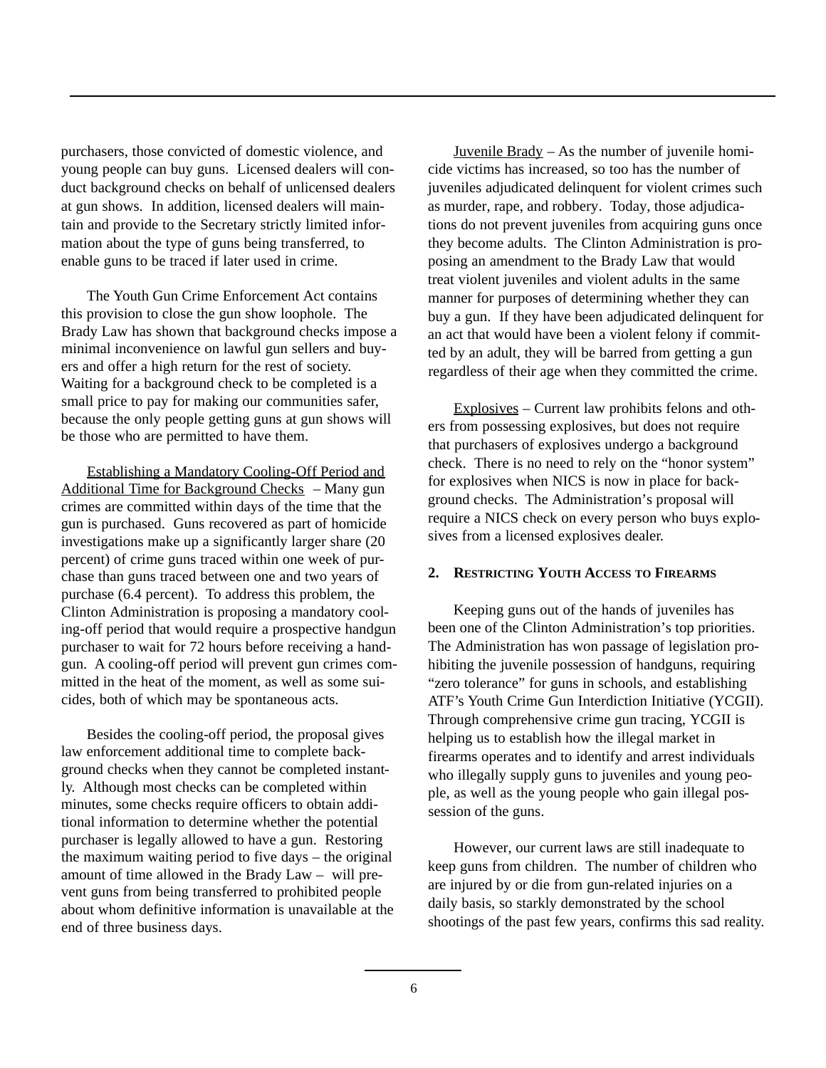purchasers, those convicted of domestic violence, and young people can buy guns. Licensed dealers will conduct background checks on behalf of unlicensed dealers at gun shows. In addition, licensed dealers will maintain and provide to the Secretary strictly limited information about the type of guns being transferred, to enable guns to be traced if later used in crime.

The Youth Gun Crime Enforcement Act contains this provision to close the gun show loophole. The Brady Law has shown that background checks impose a minimal inconvenience on lawful gun sellers and buyers and offer a high return for the rest of society. Waiting for a background check to be completed is a small price to pay for making our communities safer, because the only people getting guns at gun shows will be those who are permitted to have them.

<u>Establishing a Mandatory Cooling-Off Period and Additional Time for Background Checks</u> – Many gun crimes are committed within days of the time that the gun is purchased. Guns recovered as part of homicide investigations make up a significantly larger share (20 percent) of crime guns traced within one week of purchase than guns traced between one and two years of purchase (6.4 percent). To address this problem, the Clinton Administration is proposing a mandatory cooling-off period that would require a prospective handgun purchaser to wait for 72 hours before receiving a handgun. A cooling-off period will prevent gun crimes committed in the heat of the moment, as well as some suicides, both of which may be spontaneous acts.

Besides the cooling-off period, the proposal gives law enforcement additional time to complete background checks when they cannot be completed instantly. Although most checks can be completed within minutes, some checks require officers to obtain additional information to determine whether the potential purchaser is legally allowed to have a gun. Restoring the maximum waiting period to five days – the original amount of time allowed in the Brady Law – will prevent guns from being transferred to prohibited people about whom definitive information is unavailable at the end of three business days.

<u>Juvenile Brady</u> – As the number of juvenile homicide victims has increased, so too has the number of juveniles adjudicated delinquent for violent crimes such as murder, rape, and robbery. Today, those adjudications do not prevent juveniles from acquiring guns once they become adults. The Clinton Administration is proposing an amendment to the Brady Law that would treat violent juveniles and violent adults in the same manner for purposes of determining whether they can buy a gun. If they have been adjudicated delinquent for an act that would have been a violent felony if committed by an adult, they will be barred from getting a gun regardless of their age when they committed the crime.

<u>Explosives</u> – Current law prohibits felons and others from possessing explosives, but does not require that purchasers of explosives undergo a background check. There is no need to rely on the "honor system" for explosives when NICS is now in place for background checks. The Administration's proposal will require a NICS check on every person who buys explosives from a licensed explosives dealer.

## 2. Restricting Youth Access to Firearms

Keeping guns out of the hands of juveniles has been one of the Clinton Administration's top priorities. The Administration has won passage of legislation prohibiting the juvenile possession of handguns, requiring "zero tolerance" for guns in schools, and establishing ATF's Youth Crime Gun Interdiction Initiative (YCGII). Through comprehensive crime gun tracing, YCGII is helping us to establish how the illegal market in firearms operates and to identify and arrest individuals who illegally supply guns to juveniles and young people, as well as the young people who gain illegal possession of the guns.

However, our current laws are still inadequate to keep guns from children. The number of children who are injured by or die from gun-related injuries on a daily basis, so starkly demonstrated by the school shootings of the past few years, confirms this sad reality.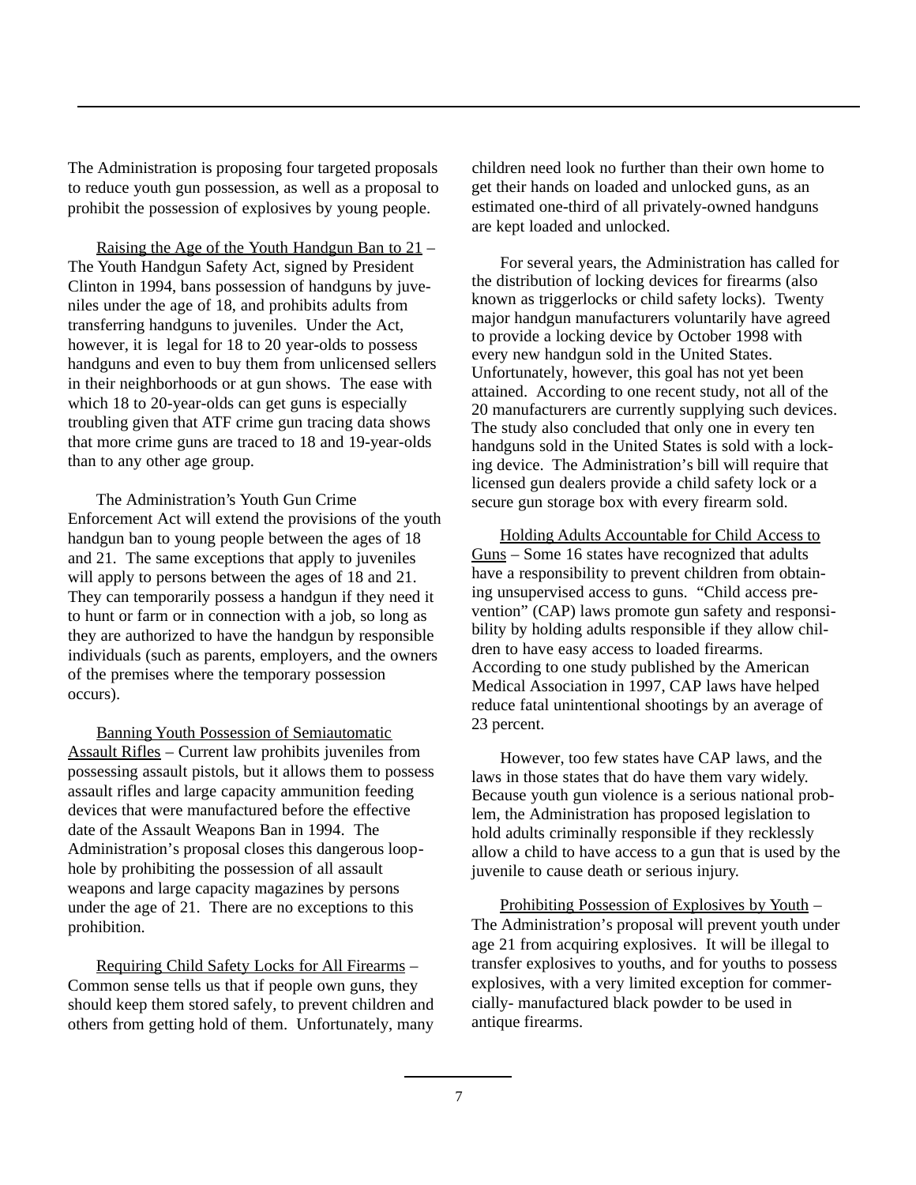The Administration is proposing four targeted proposals to reduce youth gun possession, as well as a proposal to prohibit the possession of explosives by young people.

Raising the Age of the Youth Handgun Ban to 21 – The Youth Handgun Safety Act, signed by President Clinton in 1994, bans possession of handguns by juveniles under the age of 18, and prohibits adults from transferring handguns to juveniles. Under the Act, however, it is legal for 18 to 20 year-olds to possess handguns and even to buy them from unlicensed sellers in their neighborhoods or at gun shows. The ease with which 18 to 20-year-olds can get guns is especially troubling given that ATF crime gun tracing data shows that more crime guns are traced to 18 and 19-year-olds than to any other age group.

The Administration's Youth Gun Crime Enforcement Act will extend the provisions of the youth handgun ban to young people between the ages of 18 and 21. The same exceptions that apply to juveniles will apply to persons between the ages of 18 and 21. They can temporarily possess a handgun if they need it to hunt or farm or in connection with a job, so long as they are authorized to have the handgun by responsible individuals (such as parents, employers, and the owners of the premises where the temporary possession occurs).

Banning Youth Possession of Semiautomatic Assault Rifles – Current law prohibits juveniles from possessing assault pistols, but it allows them to possess assault rifles and large capacity ammunition feeding devices that were manufactured before the effective date of the Assault Weapons Ban in 1994. The Administration's proposal closes this dangerous loophole by prohibiting the possession of all assault weapons and large capacity magazines by persons under the age of 21. There are no exceptions to this prohibition.

Requiring Child Safety Locks for All Firearms – Common sense tells us that if people own guns, they should keep them stored safely, to prevent children and others from getting hold of them. Unfortunately, many children need look no further than their own home to get their hands on loaded and unlocked guns, as an estimated one-third of all privately-owned handguns are kept loaded and unlocked.

For several years, the Administration has called for the distribution of locking devices for firearms (also known as triggerlocks or child safety locks). Twenty major handgun manufacturers voluntarily have agreed to provide a locking device by October 1998 with every new handgun sold in the United States. Unfortunately, however, this goal has not yet been attained. According to one recent study, not all of the 20 manufacturers are currently supplying such devices. The study also concluded that only one in every ten handguns sold in the United States is sold with a locking device. The Administration's bill will require that licensed gun dealers provide a child safety lock or a secure gun storage box with every firearm sold.

Holding Adults Accountable for Child Access to Guns – Some 16 states have recognized that adults have a responsibility to prevent children from obtaining unsupervised access to guns. "Child access prevention" (CAP) laws promote gun safety and responsibility by holding adults responsible if they allow children to have easy access to loaded firearms. According to one study published by the American Medical Association in 1997, CAP laws have helped reduce fatal unintentional shootings by an average of 23 percent.

However, too few states have CAP laws, and the laws in those states that do have them vary widely. Because youth gun violence is a serious national problem, the Administration has proposed legislation to hold adults criminally responsible if they recklessly allow a child to have access to a gun that is used by the juvenile to cause death or serious injury.

Prohibiting Possession of Explosives by Youth – The Administration's proposal will prevent youth under age 21 from acquiring explosives. It will be illegal to transfer explosives to youths, and for youths to possess explosives, with a very limited exception for commercially- manufactured black powder to be used in antique firearms.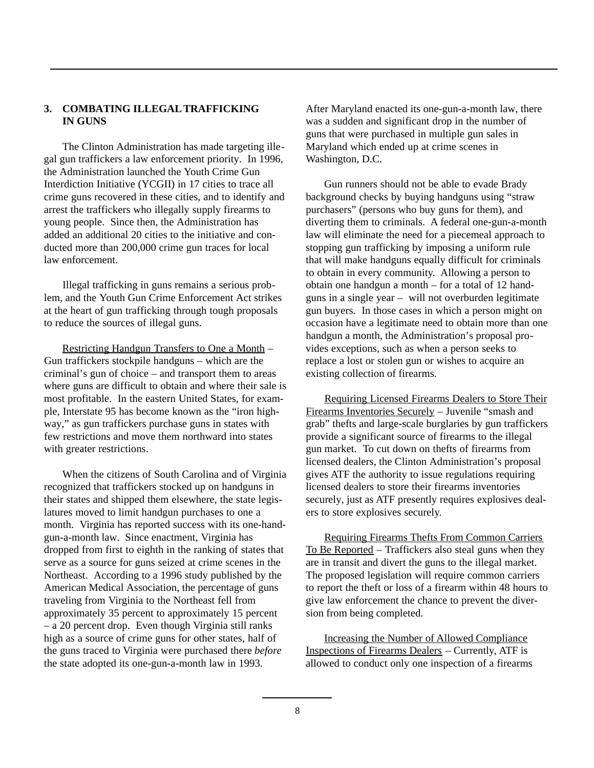## 3. COMBATING ILLEGAL TRAFFICKING IN GUNS

The Clinton Administration has made targeting illegal gun traffickers a law enforcement priority. In 1996, the Administration launched the Youth Crime Gun Interdiction Initiative (YCGII) in 17 cities to trace all crime guns recovered in these cities, and to identify and arrest the traffickers who illegally supply firearms to young people. Since then, the Administration has added an additional 20 cities to the initiative and conducted more than 200,000 crime gun traces for local law enforcement.

Illegal trafficking in guns remains a serious problem, and the Youth Gun Crime Enforcement Act strikes at the heart of gun trafficking through tough proposals to reduce the sources of illegal guns.

Restricting Handgun Transfers to One a Month – Gun traffickers stockpile handguns – which are the criminal's gun of choice – and transport them to areas where guns are difficult to obtain and where their sale is most profitable. In the eastern United States, for example, Interstate 95 has become known as the "iron highway," as gun traffickers purchase guns in states with few restrictions and move them northward into states with greater restrictions.

When the citizens of South Carolina and of Virginia recognized that traffickers stocked up on handguns in their states and shipped them elsewhere, the state legislatures moved to limit handgun purchases to one a month. Virginia has reported success with its one-handgun-a-month law. Since enactment, Virginia has dropped from first to eighth in the ranking of states that serve as a source for guns seized at crime scenes in the Northeast. According to a 1996 study published by the American Medical Association, the percentage of guns traveling from Virginia to the Northeast fell from approximately 35 percent to approximately 15 percent – a 20 percent drop. Even though Virginia still ranks high as a source of crime guns for other states, half of the guns traced to Virginia were purchased there *before* the state adopted its one-gun-a-month law in 1993. After Maryland enacted its one-gun-a-month law, there was a sudden and significant drop in the number of guns that were purchased in multiple gun sales in Maryland which ended up at crime scenes in Washington, D.C.

Gun runners should not be able to evade Brady background checks by buying handguns using "straw purchasers" (persons who buy guns for them), and diverting them to criminals. A federal one-gun-a-month law will eliminate the need for a piecemeal approach to stopping gun trafficking by imposing a uniform rule that will make handguns equally difficult for criminals to obtain in every community. Allowing a person to obtain one handgun a month – for a total of 12 handguns in a single year – will not overburden legitimate gun buyers. In those cases in which a person might on occasion have a legitimate need to obtain more than one handgun a month, the Administration's proposal provides exceptions, such as when a person seeks to replace a lost or stolen gun or wishes to acquire an existing collection of firearms.

Requiring Licensed Firearms Dealers to Store Their Firearms Inventories Securely – Juvenile "smash and grab" thefts and large-scale burglaries by gun traffickers provide a significant source of firearms to the illegal gun market. To cut down on thefts of firearms from licensed dealers, the Clinton Administration's proposal gives ATF the authority to issue regulations requiring licensed dealers to store their firearms inventories securely, just as ATF presently requires explosives dealers to store explosives securely.

Requiring Firearms Thefts From Common Carriers To Be Reported – Traffickers also steal guns when they are in transit and divert the guns to the illegal market. The proposed legislation will require common carriers to report the theft or loss of a firearm within 48 hours to give law enforcement the chance to prevent the diversion from being completed.

Increasing the Number of Allowed Compliance Inspections of Firearms Dealers – Currently, ATF is allowed to conduct only one inspection of a firearms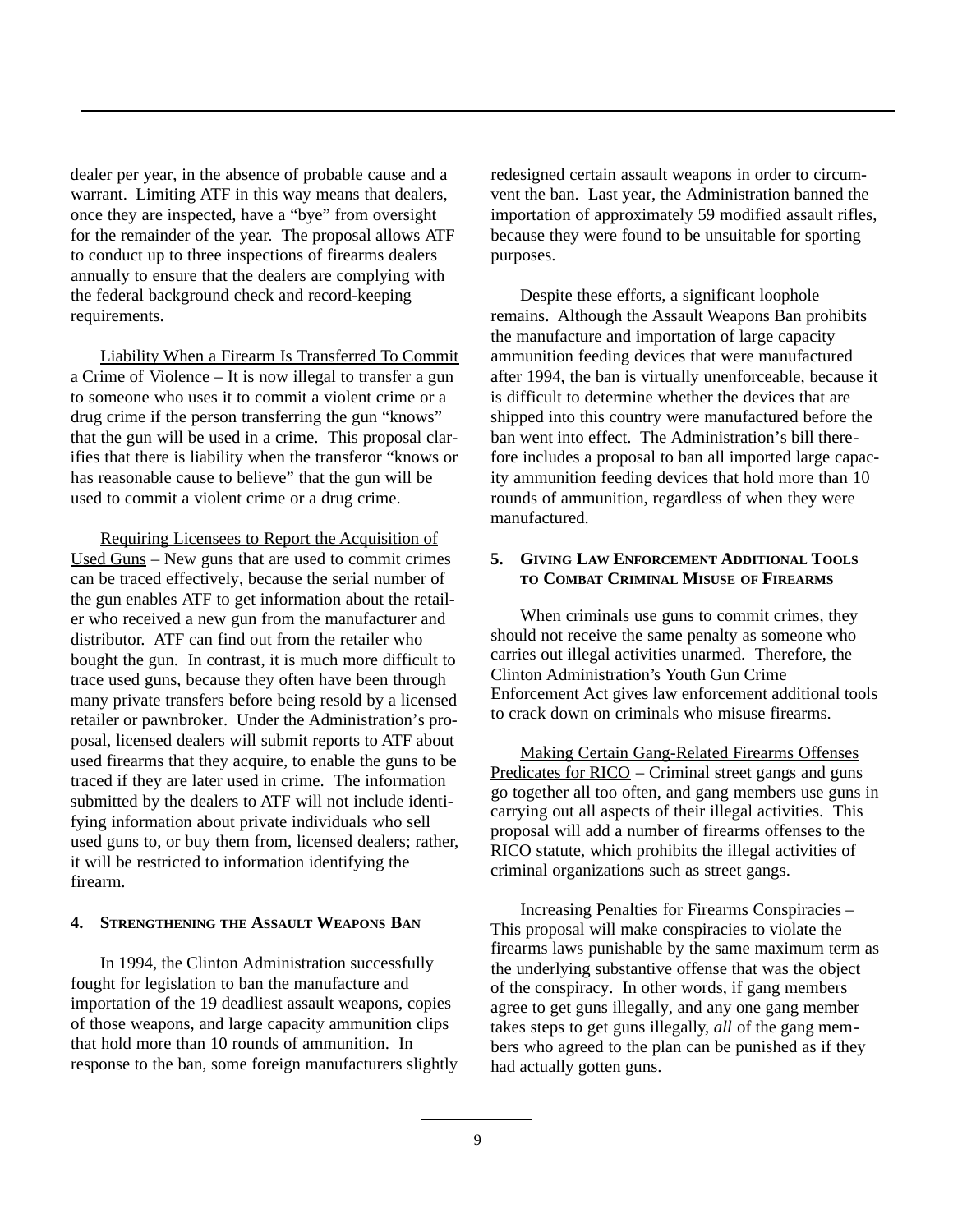dealer per year, in the absence of probable cause and a warrant. Limiting ATF in this way means that dealers, once they are inspected, have a "bye" from oversight for the remainder of the year. The proposal allows ATF to conduct up to three inspections of firearms dealers annually to ensure that the dealers are complying with the federal background check and record-keeping requirements.

Liability When a Firearm Is Transferred To Commit a Crime of Violence – It is now illegal to transfer a gun to someone who uses it to commit a violent crime or a drug crime if the person transferring the gun "knows" that the gun will be used in a crime. This proposal clarifies that there is liability when the transferor "knows or has reasonable cause to believe" that the gun will be used to commit a violent crime or a drug crime.

Requiring Licensees to Report the Acquisition of Used Guns – New guns that are used to commit crimes can be traced effectively, because the serial number of the gun enables ATF to get information about the retailer who received a new gun from the manufacturer and distributor. ATF can find out from the retailer who bought the gun. In contrast, it is much more difficult to trace used guns, because they often have been through many private transfers before being resold by a licensed retailer or pawnbroker. Under the Administration's proposal, licensed dealers will submit reports to ATF about used firearms that they acquire, to enable the guns to be traced if they are later used in crime. The information submitted by the dealers to ATF will not include identifying information about private individuals who sell used guns to, or buy them from, licensed dealers; rather, it will be restricted to information identifying the firearm.

#### 4. Strengthening the Assault Weapons Ban

In 1994, the Clinton Administration successfully fought for legislation to ban the manufacture and importation of the 19 deadliest assault weapons, copies of those weapons, and large capacity ammunition clips that hold more than 10 rounds of ammunition. In response to the ban, some foreign manufacturers slightly redesigned certain assault weapons in order to circumvent the ban. Last year, the Administration banned the importation of approximately 59 modified assault rifles, because they were found to be unsuitable for sporting purposes.

Despite these efforts, a significant loophole remains. Although the Assault Weapons Ban prohibits the manufacture and importation of large capacity ammunition feeding devices that were manufactured after 1994, the ban is virtually unenforceable, because it is difficult to determine whether the devices that are shipped into this country were manufactured before the ban went into effect. The Administration's bill therefore includes a proposal to ban all imported large capacity ammunition feeding devices that hold more than 10 rounds of ammunition, regardless of when they were manufactured.

#### 5. Giving Law Enforcement Additional Tools to Combat Criminal Misuse of Firearms

When criminals use guns to commit crimes, they should not receive the same penalty as someone who carries out illegal activities unarmed. Therefore, the Clinton Administration's Youth Gun Crime Enforcement Act gives law enforcement additional tools to crack down on criminals who misuse firearms.

Making Certain Gang-Related Firearms Offenses Predicates for RICO – Criminal street gangs and guns go together all too often, and gang members use guns in carrying out all aspects of their illegal activities. This proposal will add a number of firearms offenses to the RICO statute, which prohibits the illegal activities of criminal organizations such as street gangs.

Increasing Penalties for Firearms Conspiracies – This proposal will make conspiracies to violate the firearms laws punishable by the same maximum term as the underlying substantive offense that was the object of the conspiracy. In other words, if gang members agree to get guns illegally, and any one gang member takes steps to get guns illegally, *all* of the gang members who agreed to the plan can be punished as if they had actually gotten guns.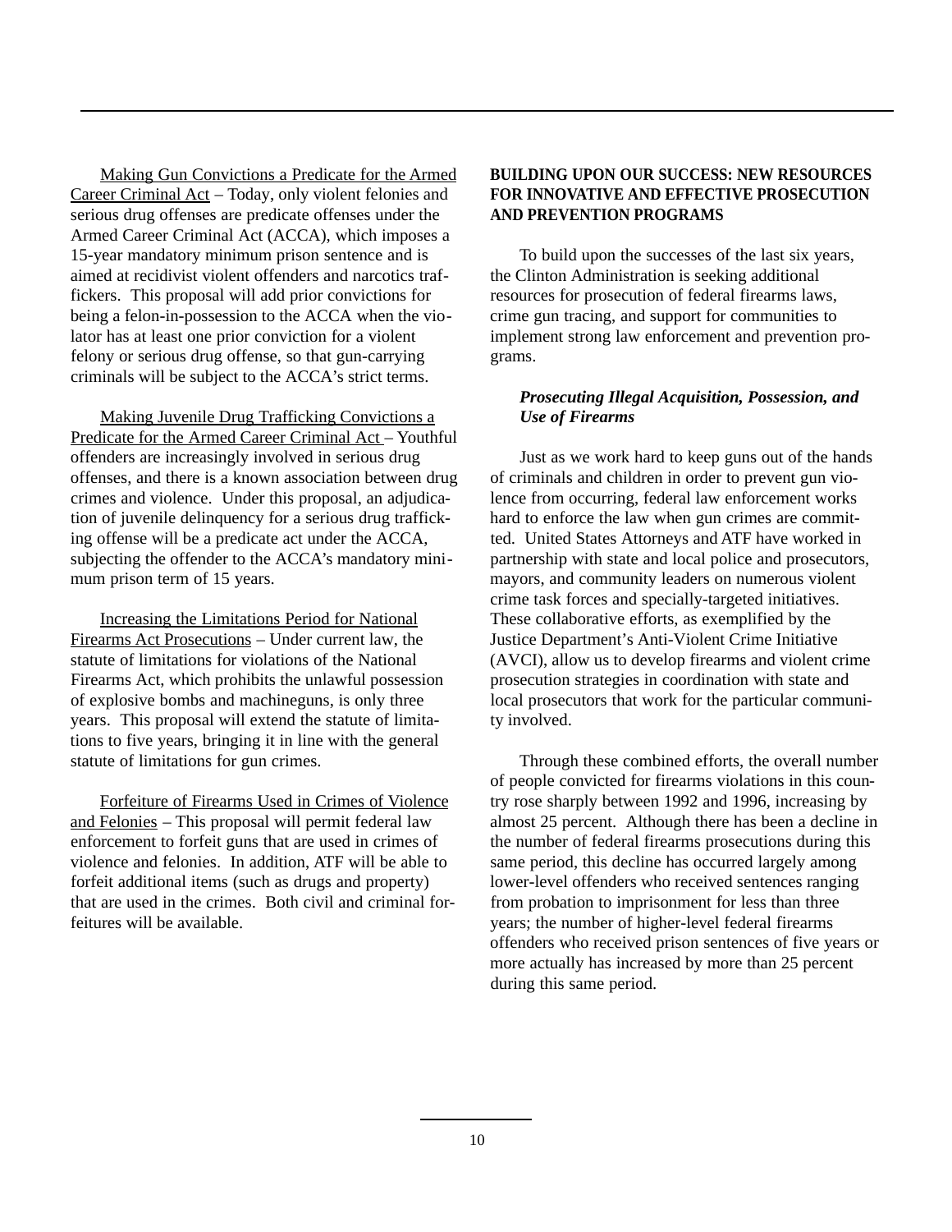Making Gun Convictions a Predicate for the Armed Career Criminal Act – Today, only violent felonies and serious drug offenses are predicate offenses under the Armed Career Criminal Act (ACCA), which imposes a 15-year mandatory minimum prison sentence and is aimed at recidivist violent offenders and narcotics traffickers. This proposal will add prior convictions for being a felon-in-possession to the ACCA when the violator has at least one prior conviction for a violent felony or serious drug offense, so that gun-carrying criminals will be subject to the ACCA's strict terms.

Making Juvenile Drug Trafficking Convictions a Predicate for the Armed Career Criminal Act – Youthful offenders are increasingly involved in serious drug offenses, and there is a known association between drug crimes and violence. Under this proposal, an adjudication of juvenile delinquency for a serious drug trafficking offense will be a predicate act under the ACCA, subjecting the offender to the ACCA's mandatory minimum prison term of 15 years.

Increasing the Limitations Period for National Firearms Act Prosecutions – Under current law, the statute of limitations for violations of the National Firearms Act, which prohibits the unlawful possession of explosive bombs and machineguns, is only three years. This proposal will extend the statute of limitations to five years, bringing it in line with the general statute of limitations for gun crimes.

Forfeiture of Firearms Used in Crimes of Violence and Felonies – This proposal will permit federal law enforcement to forfeit guns that are used in crimes of violence and felonies. In addition, ATF will be able to forfeit additional items (such as drugs and property) that are used in the crimes. Both civil and criminal forfeitures will be available.

## BUILDING UPON OUR SUCCESS: NEW RESOURCES FOR INNOVATIVE AND EFFECTIVE PROSECUTION AND PREVENTION PROGRAMS

To build upon the successes of the last six years, the Clinton Administration is seeking additional resources for prosecution of federal firearms laws, crime gun tracing, and support for communities to implement strong law enforcement and prevention programs.

### *Prosecuting Illegal Acquisition, Possession, and Use of Firearms*

Just as we work hard to keep guns out of the hands of criminals and children in order to prevent gun violence from occurring, federal law enforcement works hard to enforce the law when gun crimes are committed. United States Attorneys and ATF have worked in partnership with state and local police and prosecutors, mayors, and community leaders on numerous violent crime task forces and specially-targeted initiatives. These collaborative efforts, as exemplified by the Justice Department's Anti-Violent Crime Initiative (AVCI), allow us to develop firearms and violent crime prosecution strategies in coordination with state and local prosecutors that work for the particular community involved.

Through these combined efforts, the overall number of people convicted for firearms violations in this country rose sharply between 1992 and 1996, increasing by almost 25 percent. Although there has been a decline in the number of federal firearms prosecutions during this same period, this decline has occurred largely among lower-level offenders who received sentences ranging from probation to imprisonment for less than three years; the number of higher-level federal firearms offenders who received prison sentences of five years or more actually has increased by more than 25 percent during this same period.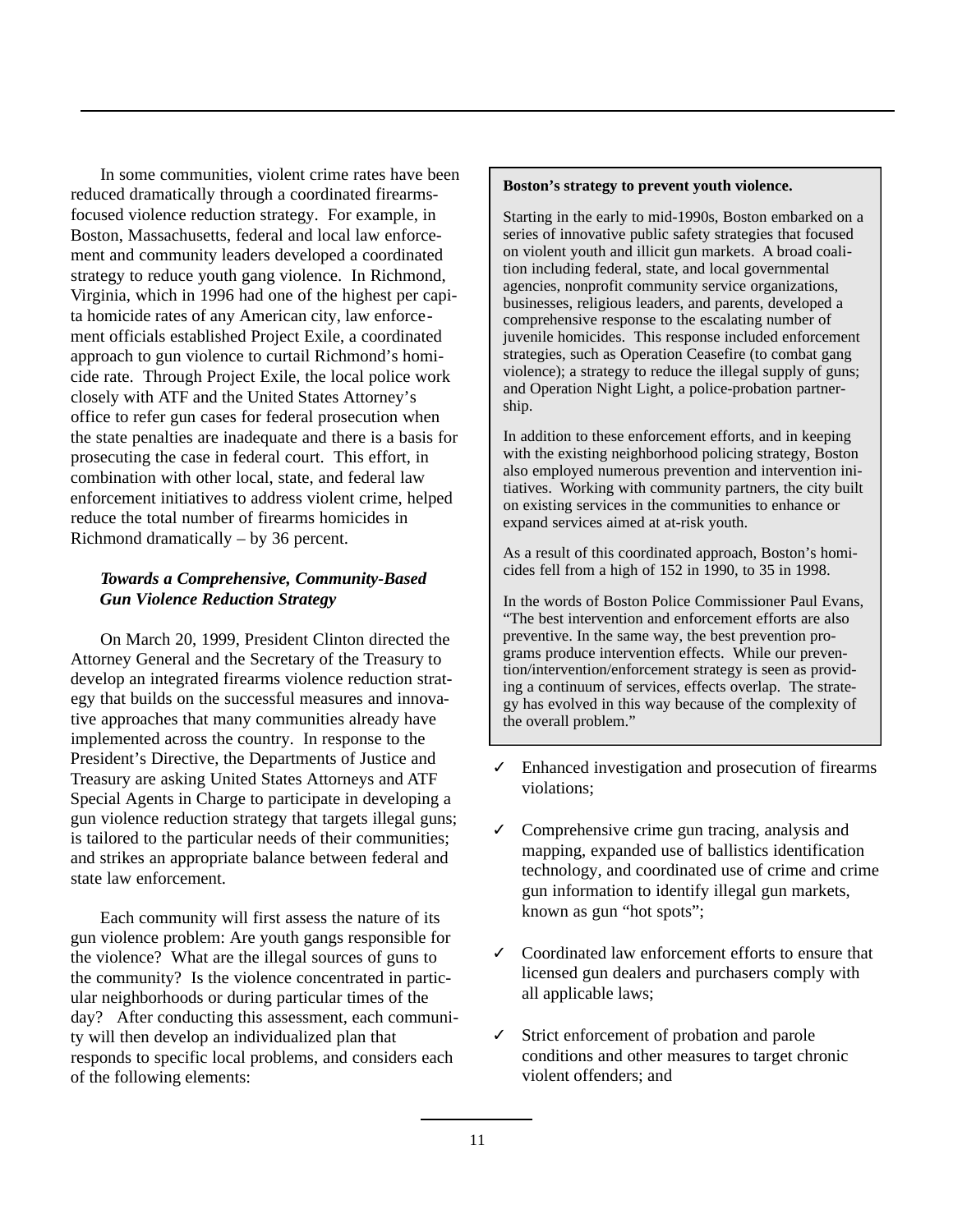In some communities, violent crime rates have been reduced dramatically through a coordinated firearms-focused violence reduction strategy. For example, in Boston, Massachusetts, federal and local law enforcement and community leaders developed a coordinated strategy to reduce youth gang violence. In Richmond, Virginia, which in 1996 had one of the highest per capita homicide rates of any American city, law enforcement officials established Project Exile, a coordinated approach to gun violence to curtail Richmond's homicide rate. Through Project Exile, the local police work closely with ATF and the United States Attorney's office to refer gun cases for federal prosecution when the state penalties are inadequate and there is a basis for prosecuting the case in federal court. This effort, in combination with other local, state, and federal law enforcement initiatives to address violent crime, helped reduce the total number of firearms homicides in Richmond dramatically – by 36 percent.

> **Boston's strategy to prevent youth violence.**
>
> Starting in the early to mid-1990s, Boston embarked on a series of innovative public safety strategies that focused on violent youth and illicit gun markets. A broad coalition including federal, state, and local governmental agencies, nonprofit community service organizations, businesses, religious leaders, and parents, developed a comprehensive response to the escalating number of juvenile homicides. This response included enforcement strategies, such as Operation Ceasefire (to combat gang violence); a strategy to reduce the illegal supply of guns; and Operation Night Light, a police-probation partnership.
>
> In addition to these enforcement efforts, and in keeping with the existing neighborhood policing strategy, Boston also employed numerous prevention and intervention initiatives. Working with community partners, the city built on existing services in the communities to enhance or expand services aimed at at-risk youth.
>
> As a result of this coordinated approach, Boston's homicides fell from a high of 152 in 1990, to 35 in 1998.
>
> In the words of Boston Police Commissioner Paul Evans, "The best intervention and enforcement efforts are also preventive. In the same way, the best prevention programs produce intervention effects. While our prevention/intervention/enforcement strategy is seen as providing a continuum of services, effects overlap. The strategy has evolved in this way because of the complexity of the overall problem."

### *Towards a Comprehensive, Community-Based Gun Violence Reduction Strategy*

On March 20, 1999, President Clinton directed the Attorney General and the Secretary of the Treasury to develop an integrated firearms violence reduction strategy that builds on the successful measures and innovative approaches that many communities already have implemented across the country. In response to the President's Directive, the Departments of Justice and Treasury are asking United States Attorneys and ATF Special Agents in Charge to participate in developing a gun violence reduction strategy that targets illegal guns; is tailored to the particular needs of their communities; and strikes an appropriate balance between federal and state law enforcement.

Each community will first assess the nature of its gun violence problem: Are youth gangs responsible for the violence? What are the illegal sources of guns to the community? Is the violence concentrated in particular neighborhoods or during particular times of the day? After conducting this assessment, each community will then develop an individualized plan that responds to specific local problems, and considers each of the following elements:

- ✓ Enhanced investigation and prosecution of firearms violations;
- ✓ Comprehensive crime gun tracing, analysis and mapping, expanded use of ballistics identification technology, and coordinated use of crime and crime gun information to identify illegal gun markets, known as gun "hot spots";
- ✓ Coordinated law enforcement efforts to ensure that licensed gun dealers and purchasers comply with all applicable laws;
- ✓ Strict enforcement of probation and parole conditions and other measures to target chronic violent offenders; and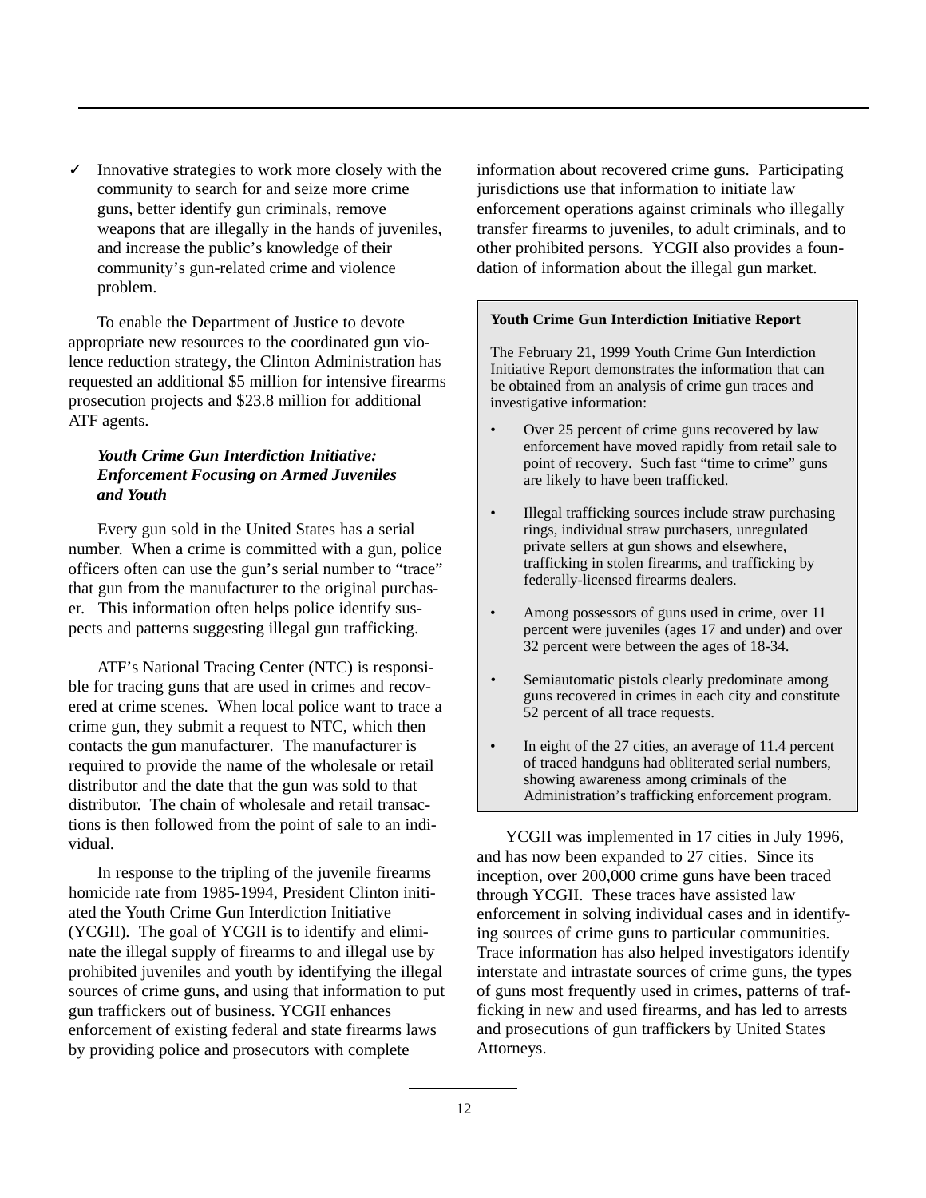✓ Innovative strategies to work more closely with the community to search for and seize more crime guns, better identify gun criminals, remove weapons that are illegally in the hands of juveniles, and increase the public's knowledge of their community's gun-related crime and violence problem.

To enable the Department of Justice to devote appropriate new resources to the coordinated gun violence reduction strategy, the Clinton Administration has requested an additional $5 million for intensive firearms prosecution projects and $23.8 million for additional ATF agents.

### *Youth Crime Gun Interdiction Initiative: Enforcement Focusing on Armed Juveniles and Youth*

Every gun sold in the United States has a serial number. When a crime is committed with a gun, police officers often can use the gun's serial number to "trace" that gun from the manufacturer to the original purchaser. This information often helps police identify suspects and patterns suggesting illegal gun trafficking.

ATF's National Tracing Center (NTC) is responsible for tracing guns that are used in crimes and recovered at crime scenes. When local police want to trace a crime gun, they submit a request to NTC, which then contacts the gun manufacturer. The manufacturer is required to provide the name of the wholesale or retail distributor and the date that the gun was sold to that distributor. The chain of wholesale and retail transactions is then followed from the point of sale to an individual.

In response to the tripling of the juvenile firearms homicide rate from 1985-1994, President Clinton initiated the Youth Crime Gun Interdiction Initiative (YCGII). The goal of YCGII is to identify and eliminate the illegal supply of firearms to and illegal use by prohibited juveniles and youth by identifying the illegal sources of crime guns, and using that information to put gun traffickers out of business. YCGII enhances enforcement of existing federal and state firearms laws by providing police and prosecutors with complete information about recovered crime guns. Participating jurisdictions use that information to initiate law enforcement operations against criminals who illegally transfer firearms to juveniles, to adult criminals, and to other prohibited persons. YCGII also provides a foundation of information about the illegal gun market.

**Youth Crime Gun Interdiction Initiative Report**

The February 21, 1999 Youth Crime Gun Interdiction Initiative Report demonstrates the information that can be obtained from an analysis of crime gun traces and investigative information:

- Over 25 percent of crime guns recovered by law enforcement have moved rapidly from retail sale to point of recovery. Such fast "time to crime" guns are likely to have been trafficked.
- Illegal trafficking sources include straw purchasing rings, individual straw purchasers, unregulated private sellers at gun shows and elsewhere, trafficking in stolen firearms, and trafficking by federally-licensed firearms dealers.
- Among possessors of guns used in crime, over 11 percent were juveniles (ages 17 and under) and over 32 percent were between the ages of 18-34.
- Semiautomatic pistols clearly predominate among guns recovered in crimes in each city and constitute 52 percent of all trace requests.
- In eight of the 27 cities, an average of 11.4 percent of traced handguns had obliterated serial numbers, showing awareness among criminals of the Administration's trafficking enforcement program.

YCGII was implemented in 17 cities in July 1996, and has now been expanded to 27 cities. Since its inception, over 200,000 crime guns have been traced through YCGII. These traces have assisted law enforcement in solving individual cases and in identifying sources of crime guns to particular communities. Trace information has also helped investigators identify interstate and intrastate sources of crime guns, the types of guns most frequently used in crimes, patterns of trafficking in new and used firearms, and has led to arrests and prosecutions of gun traffickers by United States Attorneys.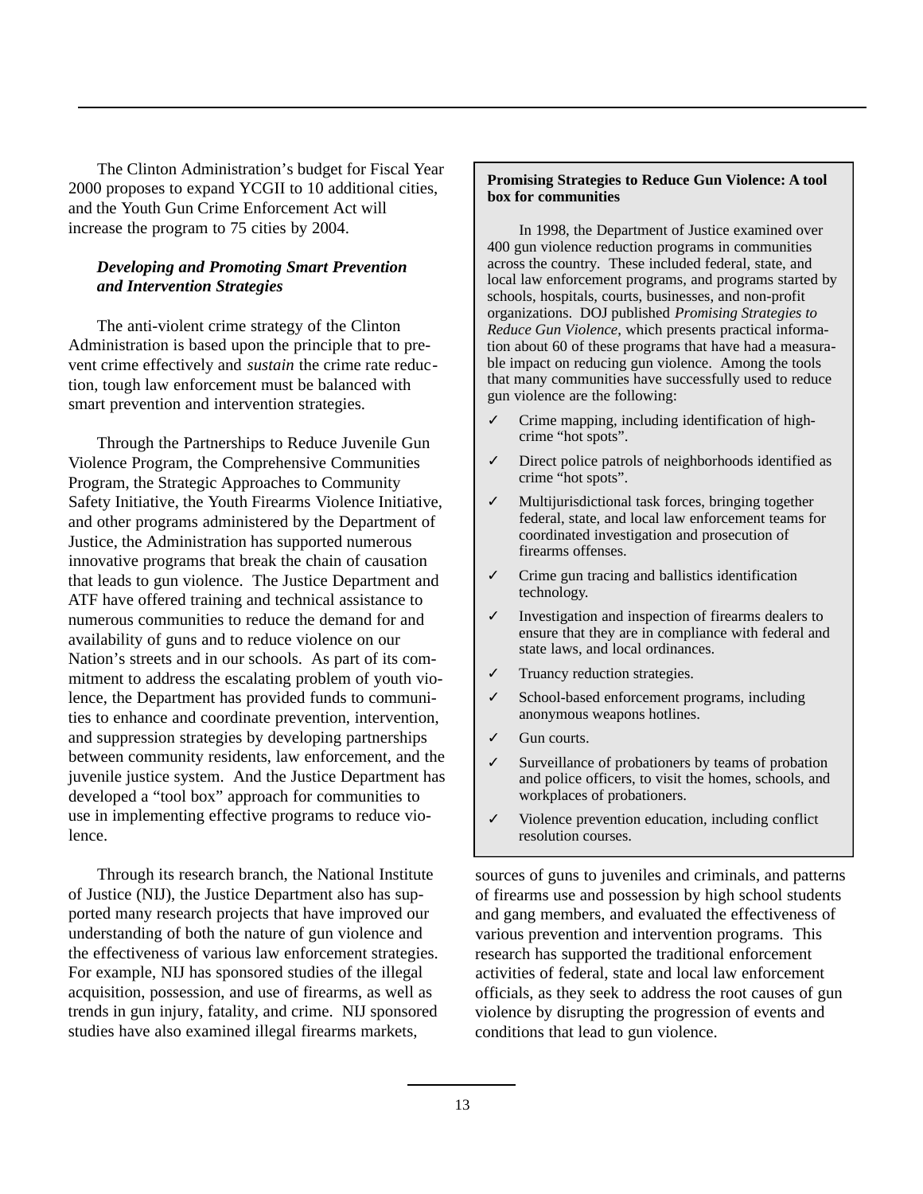The Clinton Administration's budget for Fiscal Year 2000 proposes to expand YCGII to 10 additional cities, and the Youth Gun Crime Enforcement Act will increase the program to 75 cities by 2004.

### *Developing and Promoting Smart Prevention and Intervention Strategies*

The anti-violent crime strategy of the Clinton Administration is based upon the principle that to prevent crime effectively and *sustain* the crime rate reduction, tough law enforcement must be balanced with smart prevention and intervention strategies.

Through the Partnerships to Reduce Juvenile Gun Violence Program, the Comprehensive Communities Program, the Strategic Approaches to Community Safety Initiative, the Youth Firearms Violence Initiative, and other programs administered by the Department of Justice, the Administration has supported numerous innovative programs that break the chain of causation that leads to gun violence. The Justice Department and ATF have offered training and technical assistance to numerous communities to reduce the demand for and availability of guns and to reduce violence on our Nation's streets and in our schools. As part of its commitment to address the escalating problem of youth violence, the Department has provided funds to communities to enhance and coordinate prevention, intervention, and suppression strategies by developing partnerships between community residents, law enforcement, and the juvenile justice system. And the Justice Department has developed a "tool box" approach for communities to use in implementing effective programs to reduce violence.

Through its research branch, the National Institute of Justice (NIJ), the Justice Department also has supported many research projects that have improved our understanding of both the nature of gun violence and the effectiveness of various law enforcement strategies. For example, NIJ has sponsored studies of the illegal acquisition, possession, and use of firearms, as well as trends in gun injury, fatality, and crime. NIJ sponsored studies have also examined illegal firearms markets, sources of guns to juveniles and criminals, and patterns of firearms use and possession by high school students and gang members, and evaluated the effectiveness of various prevention and intervention programs. This research has supported the traditional enforcement activities of federal, state and local law enforcement officials, as they seek to address the root causes of gun violence by disrupting the progression of events and conditions that lead to gun violence.

**Promising Strategies to Reduce Gun Violence: A tool box for communities**

In 1998, the Department of Justice examined over 400 gun violence reduction programs in communities across the country. These included federal, state, and local law enforcement programs, and programs started by schools, hospitals, courts, businesses, and non-profit organizations. DOJ published *Promising Strategies to Reduce Gun Violence*, which presents practical information about 60 of these programs that have had a measurable impact on reducing gun violence. Among the tools that many communities have successfully used to reduce gun violence are the following:

- ✓ Crime mapping, including identification of high-crime "hot spots".
- ✓ Direct police patrols of neighborhoods identified as crime "hot spots".
- ✓ Multijurisdictional task forces, bringing together federal, state, and local law enforcement teams for coordinated investigation and prosecution of firearms offenses.
- ✓ Crime gun tracing and ballistics identification technology.
- ✓ Investigation and inspection of firearms dealers to ensure that they are in compliance with federal and state laws, and local ordinances.
- ✓ Truancy reduction strategies.
- ✓ School-based enforcement programs, including anonymous weapons hotlines.
- ✓ Gun courts.
- ✓ Surveillance of probationers by teams of probation and police officers, to visit the homes, schools, and workplaces of probationers.
- ✓ Violence prevention education, including conflict resolution courses.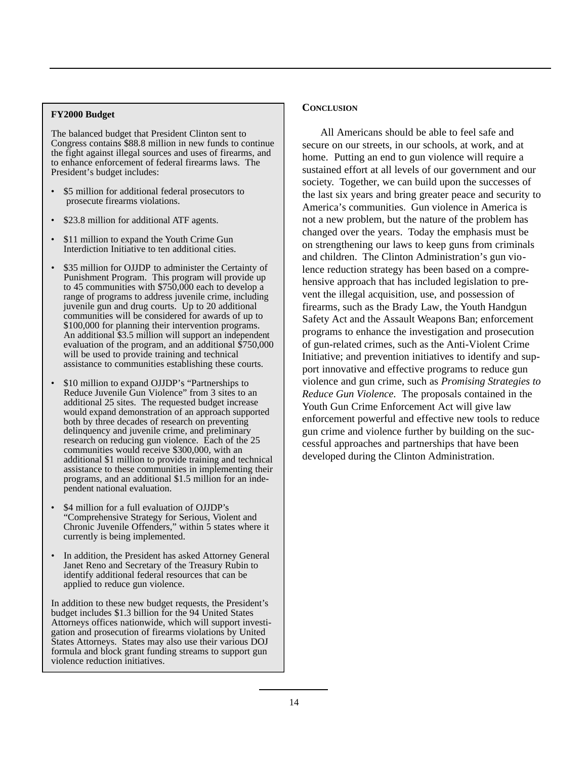**FY2000 Budget**

The balanced budget that President Clinton sent to Congress contains $88.8 million in new funds to continue the fight against illegal sources and uses of firearms, and to enhance enforcement of federal firearms laws. The President's budget includes:

- $5 million for additional federal prosecutors to prosecute firearms violations.
- $23.8 million for additional ATF agents.
- $11 million to expand the Youth Crime Gun Interdiction Initiative to ten additional cities.
- $35 million for OJJDP to administer the Certainty of Punishment Program. This program will provide up to 45 communities with $750,000 each to develop a range of programs to address juvenile crime, including juvenile gun and drug courts. Up to 20 additional communities will be considered for awards of up to $100,000 for planning their intervention programs. An additional $3.5 million will support an independent evaluation of the program, and an additional $750,000 will be used to provide training and technical assistance to communities establishing these courts.
- $10 million to expand OJJDP's "Partnerships to Reduce Juvenile Gun Violence" from 3 sites to an additional 25 sites. The requested budget increase would expand demonstration of an approach supported both by three decades of research on preventing delinquency and juvenile crime, and preliminary research on reducing gun violence. Each of the 25 communities would receive $300,000, with an additional $1 million to provide training and technical assistance to these communities in implementing their programs, and an additional $1.5 million for an independent national evaluation.
- $4 million for a full evaluation of OJJDP's "Comprehensive Strategy for Serious, Violent and Chronic Juvenile Offenders," within 5 states where it currently is being implemented.
- In addition, the President has asked Attorney General Janet Reno and Secretary of the Treasury Rubin to identify additional federal resources that can be applied to reduce gun violence.

In addition to these new budget requests, the President's budget includes $1.3 billion for the 94 United States Attorneys offices nationwide, which will support investigation and prosecution of firearms violations by United States Attorneys. States may also use their various DOJ formula and block grant funding streams to support gun violence reduction initiatives.

## Conclusion

All Americans should be able to feel safe and secure on our streets, in our schools, at work, and at home. Putting an end to gun violence will require a sustained effort at all levels of our government and our society. Together, we can build upon the successes of the last six years and bring greater peace and security to America's communities. Gun violence in America is not a new problem, but the nature of the problem has changed over the years. Today the emphasis must be on strengthening our laws to keep guns from criminals and children. The Clinton Administration's gun violence reduction strategy has been based on a comprehensive approach that has included legislation to prevent the illegal acquisition, use, and possession of firearms, such as the Brady Law, the Youth Handgun Safety Act and the Assault Weapons Ban; enforcement programs to enhance the investigation and prosecution of gun-related crimes, such as the Anti-Violent Crime Initiative; and prevention initiatives to identify and support innovative and effective programs to reduce gun violence and gun crime, such as *Promising Strategies to Reduce Gun Violence*. The proposals contained in the Youth Gun Crime Enforcement Act will give law enforcement powerful and effective new tools to reduce gun crime and violence further by building on the successful approaches and partnerships that have been developed during the Clinton Administration.